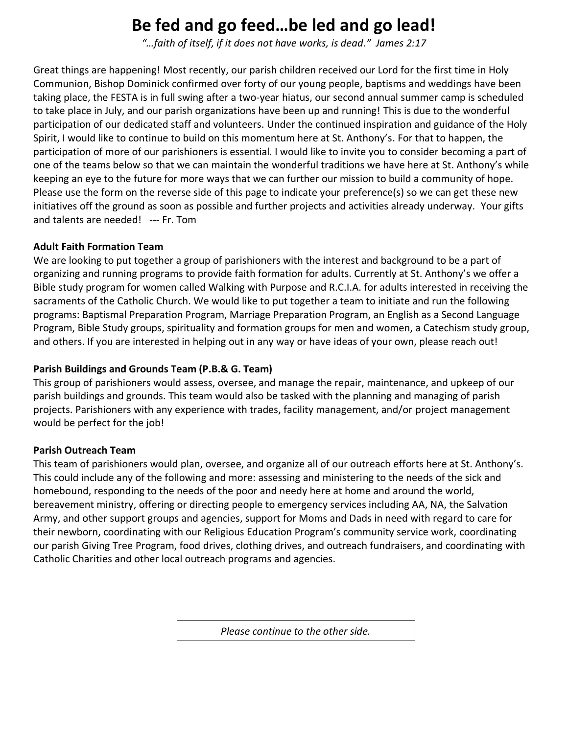# Be fed and go feed…be led and go lead!

*"…faith of itself, if it does not have works, is dead." James 2:17*

Great things are happening! Most recently, our parish children received our Lord for the first time in Holy Communion, Bishop Dominick confirmed over forty of our young people, baptisms and weddings have been taking place, the FESTA is in full swing after a two-year hiatus, our second annual summer camp is scheduled to take place in July, and our parish organizations have been up and running! This is due to the wonderful participation of our dedicated staff and volunteers. Under the continued inspiration and guidance of the Holy Spirit, I would like to continue to build on this momentum here at St. Anthony's. For that to happen, the participation of more of our parishioners is essential. I would like to invite you to consider becoming a part of one of the teams below so that we can maintain the wonderful traditions we have here at St. Anthony's while keeping an eye to the future for more ways that we can further our mission to build a community of hope. Please use the form on the reverse side of this page to indicate your preference(s) so we can get these new initiatives off the ground as soon as possible and further projects and activities already underway. Your gifts and talents are needed! --- Fr. Tom

**Adult Faith Formation Team**

We are looking to put together a group of parishioners with the interest and background to be a part of organizing and running programs to provide faith formation for adults. Currently at St. Anthony's we offer a Bible study program for women called Walking with Purpose and R.C.I.A. for adults interested in receiving the sacraments of the Catholic Church. We would like to put together a team to initiate and run the following programs: Baptismal Preparation Program, Marriage Preparation Program, an English as a Second Language Program, Bible Study groups, spirituality and formation groups for men and women, a Catechism study group, and others. If you are interested in helping out in any way or have ideas of your own, please reach out!

**Parish Buildings and Grounds Team (P.B.& G. Team)**

This group of parishioners would assess, oversee, and manage the repair, maintenance, and upkeep of our parish buildings and grounds. This team would also be tasked with the planning and managing of parish projects. Parishioners with any experience with trades, facility management, and/or project management would be perfect for the job!

**Parish Outreach Team**

This team of parishioners would plan, oversee, and organize all of our outreach efforts here at St. Anthony's. This could include any of the following and more: assessing and ministering to the needs of the sick and homebound, responding to the needs of the poor and needy here at home and around the world, bereavement ministry, offering or directing people to emergency services including AA, NA, the Salvation Army, and other support groups and agencies, support for Moms and Dads in need with regard to care for their newborn, coordinating with our Religious Education Program's community service work, coordinating our parish Giving Tree Program, food drives, clothing drives, and outreach fundraisers, and coordinating with Catholic Charities and other local outreach programs and agencies.

*Please continue to the other side.*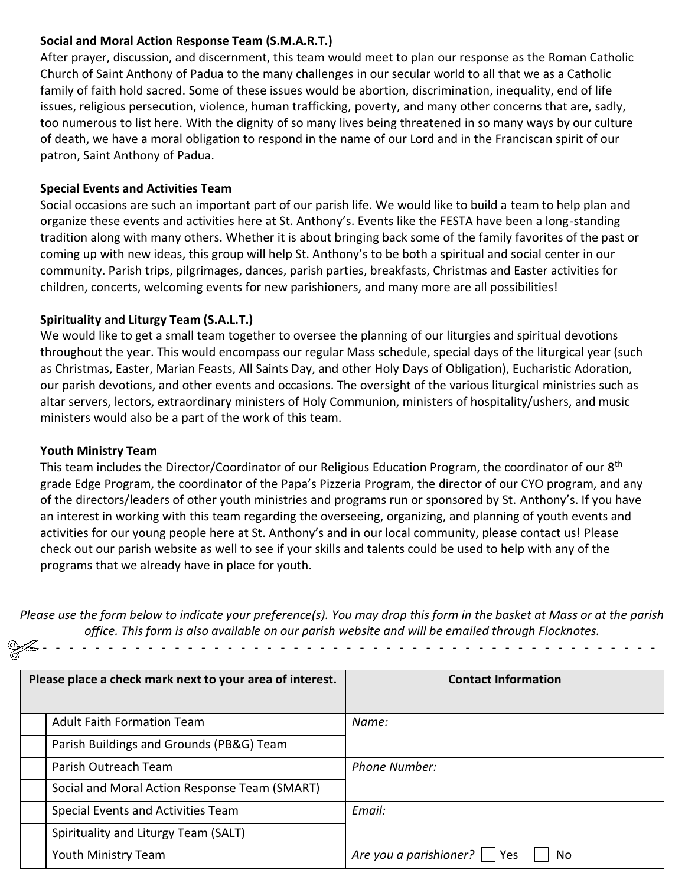**Social and Moral Action Response Team (S.M.A.R.T.)**
After prayer, discussion, and discernment, this team would meet to plan our response as the Roman Catholic Church of Saint Anthony of Padua to the many challenges in our secular world to all that we as a Catholic family of faith hold sacred. Some of these issues would be abortion, discrimination, inequality, end of life issues, religious persecution, violence, human trafficking, poverty, and many other concerns that are, sadly, too numerous to list here. With the dignity of so many lives being threatened in so many ways by our culture of death, we have a moral obligation to respond in the name of our Lord and in the Franciscan spirit of our patron, Saint Anthony of Padua.

**Special Events and Activities Team**
Social occasions are such an important part of our parish life. We would like to build a team to help plan and organize these events and activities here at St. Anthony's. Events like the FESTA have been a long-standing tradition along with many others. Whether it is about bringing back some of the family favorites of the past or coming up with new ideas, this group will help St. Anthony's to be both a spiritual and social center in our community. Parish trips, pilgrimages, dances, parish parties, breakfasts, Christmas and Easter activities for children, concerts, welcoming events for new parishioners, and many more are all possibilities!

**Spirituality and Liturgy Team (S.A.L.T.)**
We would like to get a small team together to oversee the planning of our liturgies and spiritual devotions throughout the year. This would encompass our regular Mass schedule, special days of the liturgical year (such as Christmas, Easter, Marian Feasts, All Saints Day, and other Holy Days of Obligation), Eucharistic Adoration, our parish devotions, and other events and occasions. The oversight of the various liturgical ministries such as altar servers, lectors, extraordinary ministers of Holy Communion, ministers of hospitality/ushers, and music ministers would also be a part of the work of this team.

**Youth Ministry Team**
This team includes the Director/Coordinator of our Religious Education Program, the coordinator of our 8th grade Edge Program, the coordinator of the Papa's Pizzeria Program, the director of our CYO program, and any of the directors/leaders of other youth ministries and programs run or sponsored by St. Anthony's. If you have an interest in working with this team regarding the overseeing, organizing, and planning of youth events and activities for our young people here at St. Anthony's and in our local community, please contact us! Please check out our parish website as well to see if your skills and talents could be used to help with any of the programs that we already have in place for youth.

*Please use the form below to indicate your preference(s). You may drop this form in the basket at Mass or at the parish office. This form is also available on our parish website and will be emailed through Flocknotes.*

| Please place a check mark next to your area of interest. | | Contact Information |
|---|---|---|
| ☐ | Adult Faith Formation Team | *Name:* |
| ☐ | Parish Buildings and Grounds (PB&G) Team | |
| ☐ | Parish Outreach Team | *Phone Number:* |
| ☐ | Social and Moral Action Response Team (SMART) | |
| ☐ | Special Events and Activities Team | *Email:* |
| ☐ | Spirituality and Liturgy Team (SALT) | |
| ☐ | Youth Ministry Team | *Are you a parishioner?* ☐ Yes ☐ No |